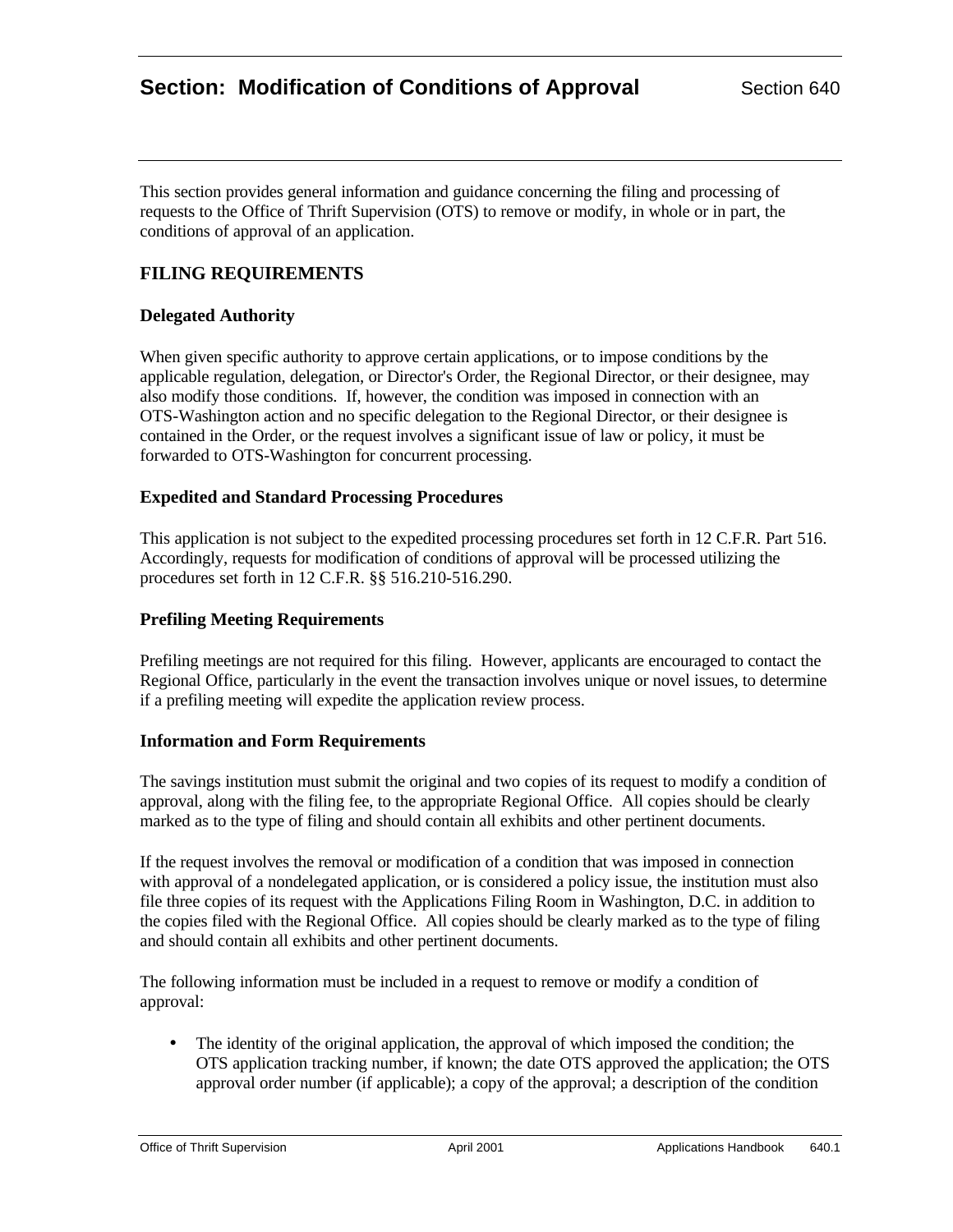# Section: Modification of Conditions of Approval

Section 640

This section provides general information and guidance concerning the filing and processing of requests to the Office of Thrift Supervision (OTS) to remove or modify, in whole or in part, the conditions of approval of an application.

## FILING REQUIREMENTS

### Delegated Authority

When given specific authority to approve certain applications, or to impose conditions by the applicable regulation, delegation, or Director's Order, the Regional Director, or their designee, may also modify those conditions. If, however, the condition was imposed in connection with an OTS-Washington action and no specific delegation to the Regional Director, or their designee is contained in the Order, or the request involves a significant issue of law or policy, it must be forwarded to OTS-Washington for concurrent processing.

### Expedited and Standard Processing Procedures

This application is not subject to the expedited processing procedures set forth in 12 C.F.R. Part 516. Accordingly, requests for modification of conditions of approval will be processed utilizing the procedures set forth in 12 C.F.R. §§ 516.210-516.290.

### Prefiling Meeting Requirements

Prefiling meetings are not required for this filing. However, applicants are encouraged to contact the Regional Office, particularly in the event the transaction involves unique or novel issues, to determine if a prefiling meeting will expedite the application review process.

### Information and Form Requirements

The savings institution must submit the original and two copies of its request to modify a condition of approval, along with the filing fee, to the appropriate Regional Office. All copies should be clearly marked as to the type of filing and should contain all exhibits and other pertinent documents.

If the request involves the removal or modification of a condition that was imposed in connection with approval of a nondelegated application, or is considered a policy issue, the institution must also file three copies of its request with the Applications Filing Room in Washington, D.C. in addition to the copies filed with the Regional Office. All copies should be clearly marked as to the type of filing and should contain all exhibits and other pertinent documents.

The following information must be included in a request to remove or modify a condition of approval:

- The identity of the original application, the approval of which imposed the condition; the OTS application tracking number, if known; the date OTS approved the application; the OTS approval order number (if applicable); a copy of the approval; a description of the condition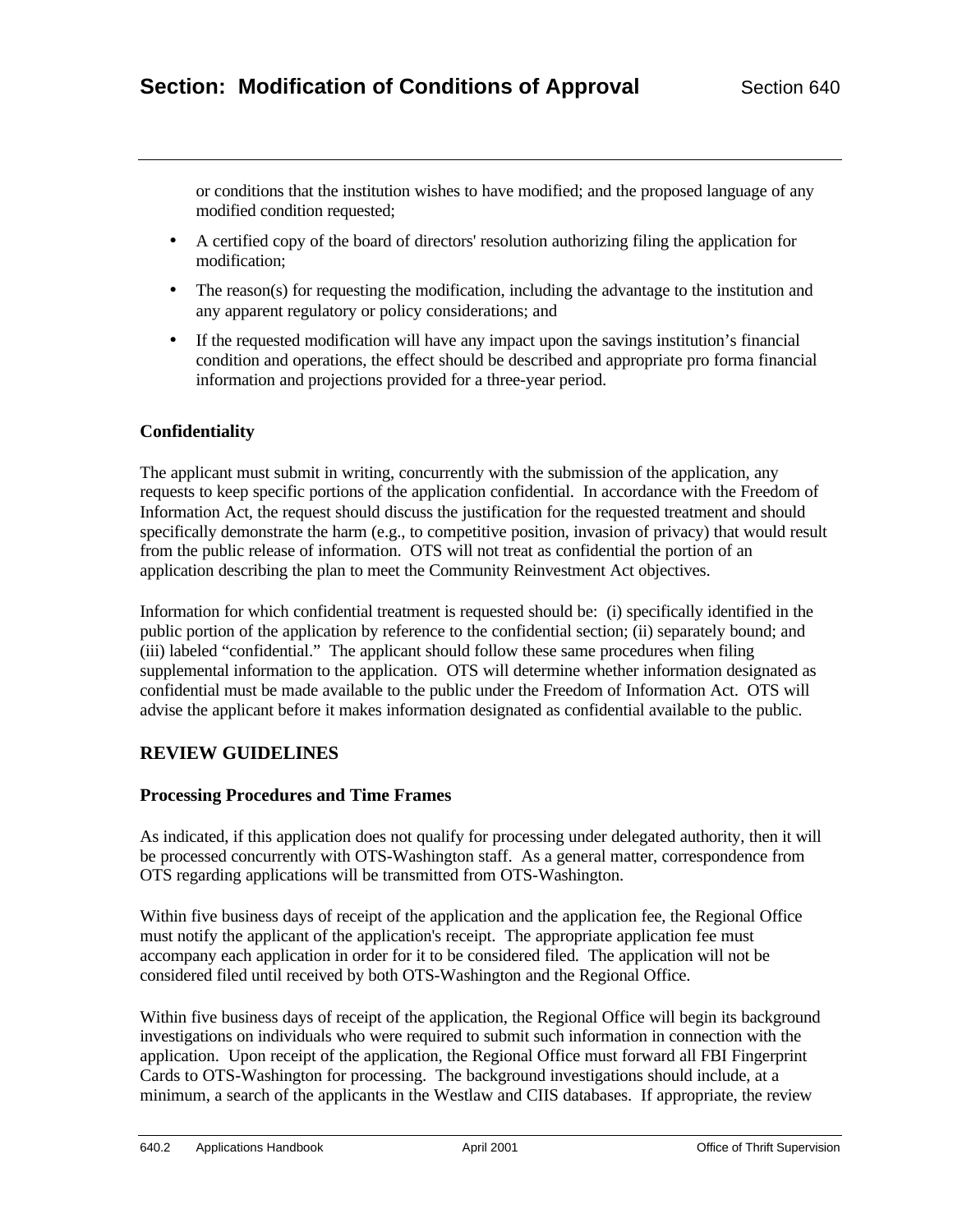or conditions that the institution wishes to have modified; and the proposed language of any modified condition requested;

- A certified copy of the board of directors' resolution authorizing filing the application for modification;
- The reason(s) for requesting the modification, including the advantage to the institution and any apparent regulatory or policy considerations; and
- If the requested modification will have any impact upon the savings institution's financial condition and operations, the effect should be described and appropriate pro forma financial information and projections provided for a three-year period.

### Confidentiality

The applicant must submit in writing, concurrently with the submission of the application, any requests to keep specific portions of the application confidential. In accordance with the Freedom of Information Act, the request should discuss the justification for the requested treatment and should specifically demonstrate the harm (e.g., to competitive position, invasion of privacy) that would result from the public release of information. OTS will not treat as confidential the portion of an application describing the plan to meet the Community Reinvestment Act objectives.

Information for which confidential treatment is requested should be: (i) specifically identified in the public portion of the application by reference to the confidential section; (ii) separately bound; and (iii) labeled "confidential." The applicant should follow these same procedures when filing supplemental information to the application. OTS will determine whether information designated as confidential must be made available to the public under the Freedom of Information Act. OTS will advise the applicant before it makes information designated as confidential available to the public.

## REVIEW GUIDELINES

### Processing Procedures and Time Frames

As indicated, if this application does not qualify for processing under delegated authority, then it will be processed concurrently with OTS-Washington staff. As a general matter, correspondence from OTS regarding applications will be transmitted from OTS-Washington.

Within five business days of receipt of the application and the application fee, the Regional Office must notify the applicant of the application's receipt. The appropriate application fee must accompany each application in order for it to be considered filed. The application will not be considered filed until received by both OTS-Washington and the Regional Office.

Within five business days of receipt of the application, the Regional Office will begin its background investigations on individuals who were required to submit such information in connection with the application. Upon receipt of the application, the Regional Office must forward all FBI Fingerprint Cards to OTS-Washington for processing. The background investigations should include, at a minimum, a search of the applicants in the Westlaw and CIIS databases. If appropriate, the review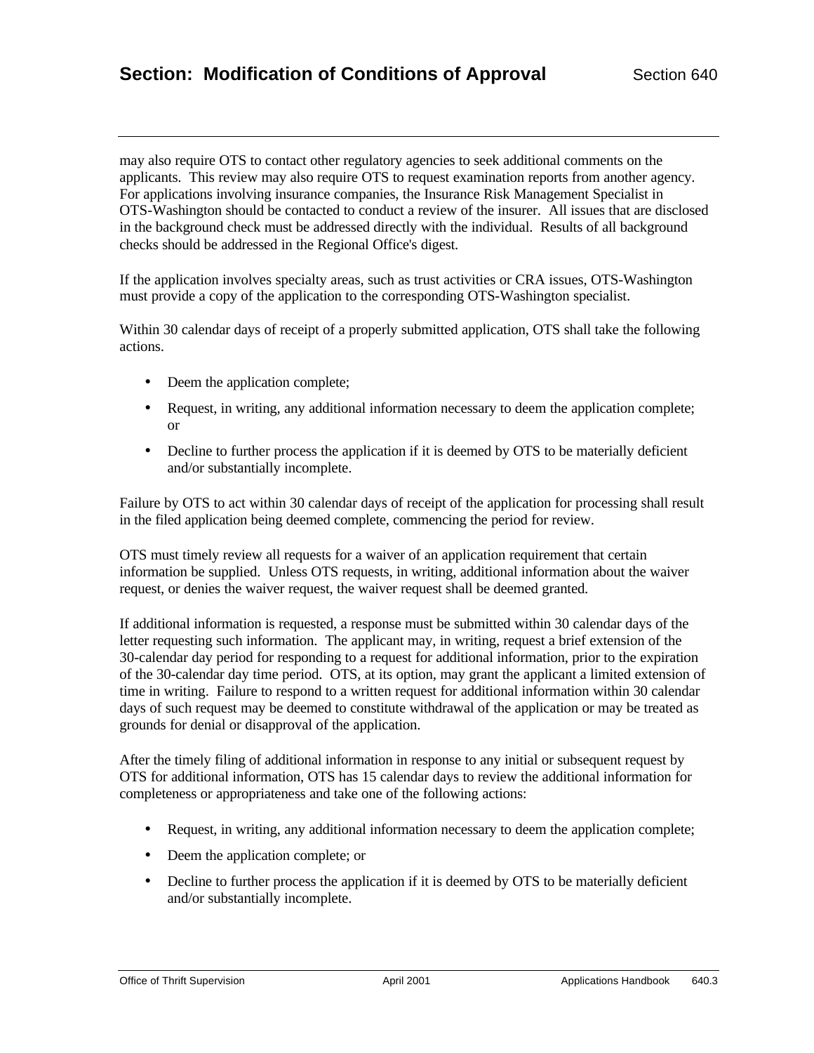may also require OTS to contact other regulatory agencies to seek additional comments on the applicants. This review may also require OTS to request examination reports from another agency. For applications involving insurance companies, the Insurance Risk Management Specialist in OTS-Washington should be contacted to conduct a review of the insurer. All issues that are disclosed in the background check must be addressed directly with the individual. Results of all background checks should be addressed in the Regional Office's digest.

If the application involves specialty areas, such as trust activities or CRA issues, OTS-Washington must provide a copy of the application to the corresponding OTS-Washington specialist.

Within 30 calendar days of receipt of a properly submitted application, OTS shall take the following actions.

- Deem the application complete;
- Request, in writing, any additional information necessary to deem the application complete; or
- Decline to further process the application if it is deemed by OTS to be materially deficient and/or substantially incomplete.

Failure by OTS to act within 30 calendar days of receipt of the application for processing shall result in the filed application being deemed complete, commencing the period for review.

OTS must timely review all requests for a waiver of an application requirement that certain information be supplied. Unless OTS requests, in writing, additional information about the waiver request, or denies the waiver request, the waiver request shall be deemed granted.

If additional information is requested, a response must be submitted within 30 calendar days of the letter requesting such information. The applicant may, in writing, request a brief extension of the 30-calendar day period for responding to a request for additional information, prior to the expiration of the 30-calendar day time period. OTS, at its option, may grant the applicant a limited extension of time in writing. Failure to respond to a written request for additional information within 30 calendar days of such request may be deemed to constitute withdrawal of the application or may be treated as grounds for denial or disapproval of the application.

After the timely filing of additional information in response to any initial or subsequent request by OTS for additional information, OTS has 15 calendar days to review the additional information for completeness or appropriateness and take one of the following actions:

- Request, in writing, any additional information necessary to deem the application complete;
- Deem the application complete; or
- Decline to further process the application if it is deemed by OTS to be materially deficient and/or substantially incomplete.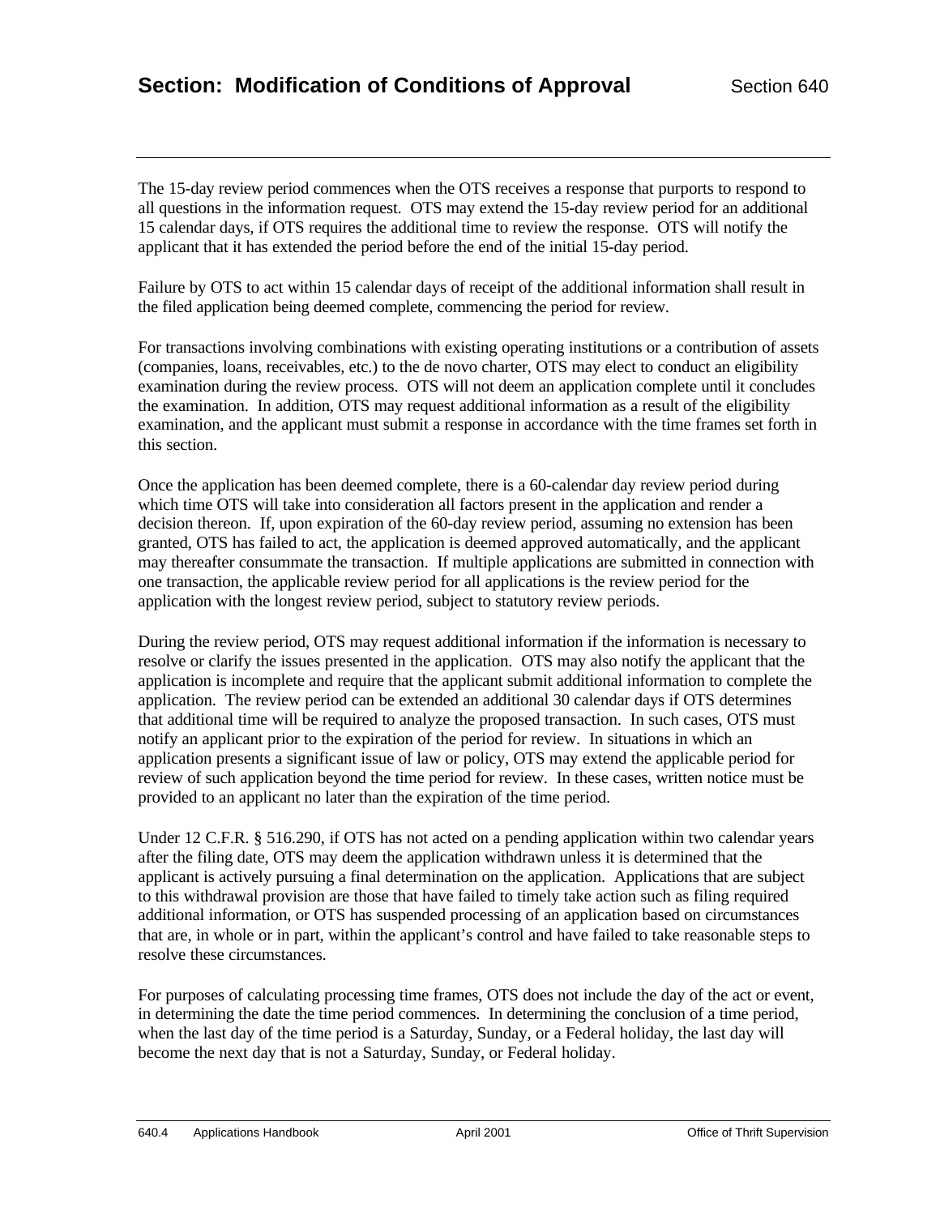The 15-day review period commences when the OTS receives a response that purports to respond to all questions in the information request. OTS may extend the 15-day review period for an additional 15 calendar days, if OTS requires the additional time to review the response. OTS will notify the applicant that it has extended the period before the end of the initial 15-day period.

Failure by OTS to act within 15 calendar days of receipt of the additional information shall result in the filed application being deemed complete, commencing the period for review.

For transactions involving combinations with existing operating institutions or a contribution of assets (companies, loans, receivables, etc.) to the de novo charter, OTS may elect to conduct an eligibility examination during the review process. OTS will not deem an application complete until it concludes the examination. In addition, OTS may request additional information as a result of the eligibility examination, and the applicant must submit a response in accordance with the time frames set forth in this section.

Once the application has been deemed complete, there is a 60-calendar day review period during which time OTS will take into consideration all factors present in the application and render a decision thereon. If, upon expiration of the 60-day review period, assuming no extension has been granted, OTS has failed to act, the application is deemed approved automatically, and the applicant may thereafter consummate the transaction. If multiple applications are submitted in connection with one transaction, the applicable review period for all applications is the review period for the application with the longest review period, subject to statutory review periods.

During the review period, OTS may request additional information if the information is necessary to resolve or clarify the issues presented in the application. OTS may also notify the applicant that the application is incomplete and require that the applicant submit additional information to complete the application. The review period can be extended an additional 30 calendar days if OTS determines that additional time will be required to analyze the proposed transaction. In such cases, OTS must notify an applicant prior to the expiration of the period for review. In situations in which an application presents a significant issue of law or policy, OTS may extend the applicable period for review of such application beyond the time period for review. In these cases, written notice must be provided to an applicant no later than the expiration of the time period.

Under 12 C.F.R. § 516.290, if OTS has not acted on a pending application within two calendar years after the filing date, OTS may deem the application withdrawn unless it is determined that the applicant is actively pursuing a final determination on the application. Applications that are subject to this withdrawal provision are those that have failed to timely take action such as filing required additional information, or OTS has suspended processing of an application based on circumstances that are, in whole or in part, within the applicant's control and have failed to take reasonable steps to resolve these circumstances.

For purposes of calculating processing time frames, OTS does not include the day of the act or event, in determining the date the time period commences. In determining the conclusion of a time period, when the last day of the time period is a Saturday, Sunday, or a Federal holiday, the last day will become the next day that is not a Saturday, Sunday, or Federal holiday.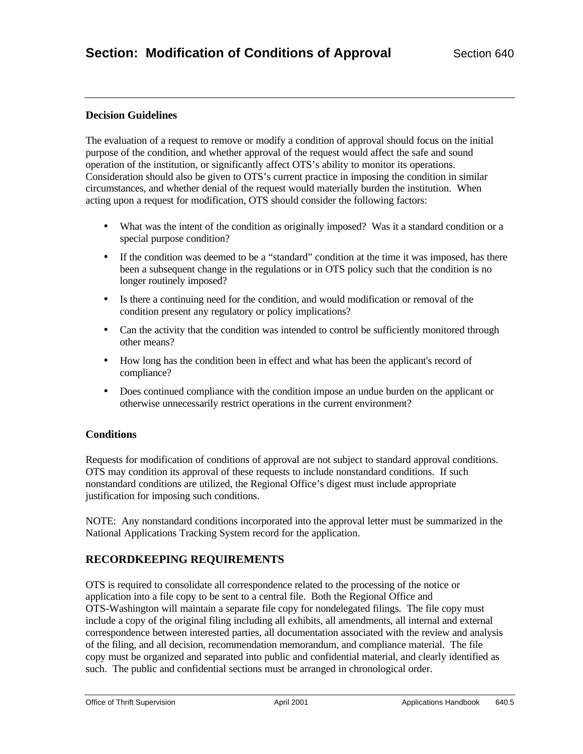### Decision Guidelines

The evaluation of a request to remove or modify a condition of approval should focus on the initial purpose of the condition, and whether approval of the request would affect the safe and sound operation of the institution, or significantly affect OTS's ability to monitor its operations. Consideration should also be given to OTS's current practice in imposing the condition in similar circumstances, and whether denial of the request would materially burden the institution. When acting upon a request for modification, OTS should consider the following factors:

- What was the intent of the condition as originally imposed? Was it a standard condition or a special purpose condition?
- If the condition was deemed to be a "standard" condition at the time it was imposed, has there been a subsequent change in the regulations or in OTS policy such that the condition is no longer routinely imposed?
- Is there a continuing need for the condition, and would modification or removal of the condition present any regulatory or policy implications?
- Can the activity that the condition was intended to control be sufficiently monitored through other means?
- How long has the condition been in effect and what has been the applicant's record of compliance?
- Does continued compliance with the condition impose an undue burden on the applicant or otherwise unnecessarily restrict operations in the current environment?

### Conditions

Requests for modification of conditions of approval are not subject to standard approval conditions. OTS may condition its approval of these requests to include nonstandard conditions. If such nonstandard conditions are utilized, the Regional Office's digest must include appropriate justification for imposing such conditions.

NOTE: Any nonstandard conditions incorporated into the approval letter must be summarized in the National Applications Tracking System record for the application.

## RECORDKEEPING REQUIREMENTS

OTS is required to consolidate all correspondence related to the processing of the notice or application into a file copy to be sent to a central file. Both the Regional Office and OTS-Washington will maintain a separate file copy for nondelegated filings. The file copy must include a copy of the original filing including all exhibits, all amendments, all internal and external correspondence between interested parties, all documentation associated with the review and analysis of the filing, and all decision, recommendation memorandum, and compliance material. The file copy must be organized and separated into public and confidential material, and clearly identified as such. The public and confidential sections must be arranged in chronological order.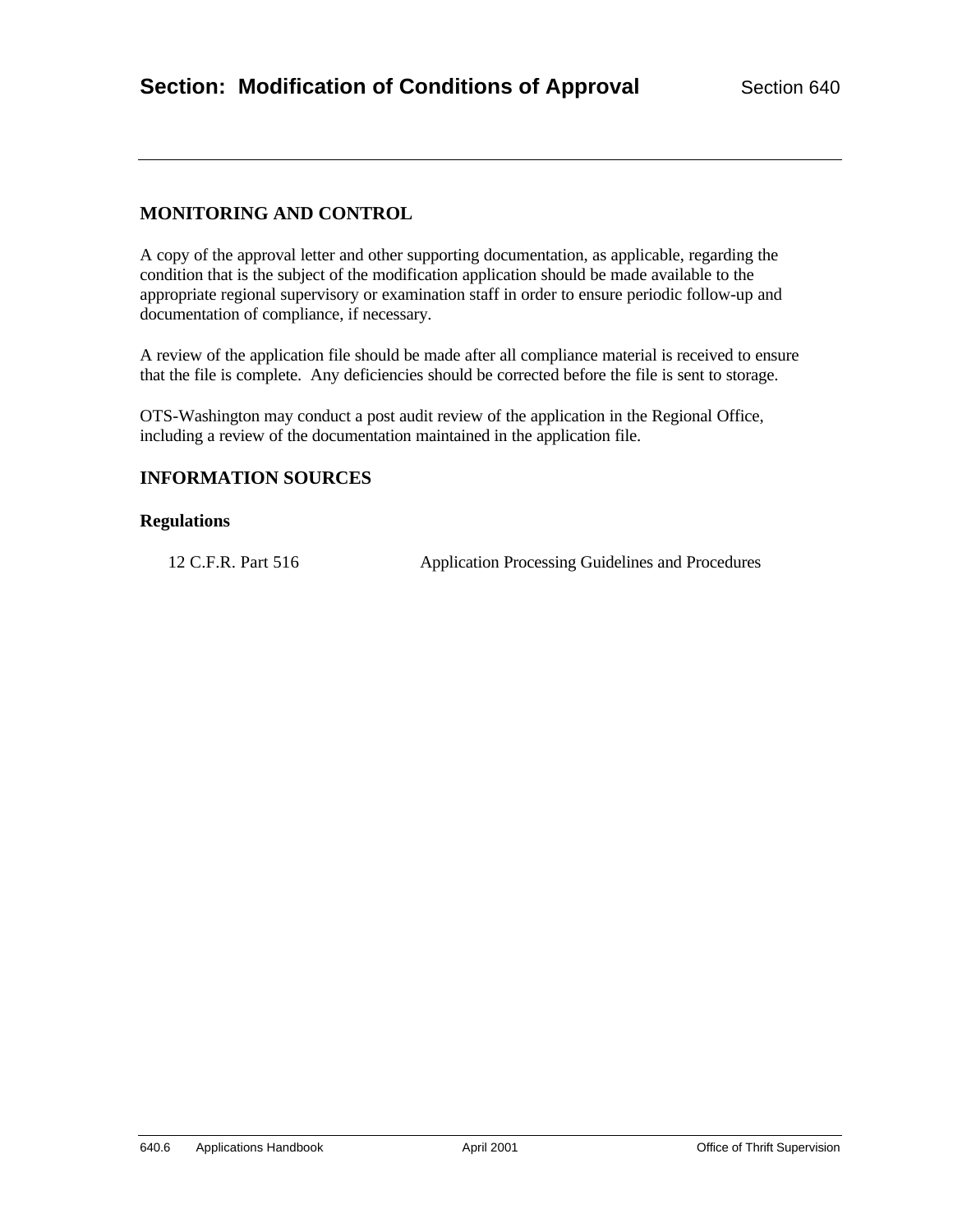## MONITORING AND CONTROL

A copy of the approval letter and other supporting documentation, as applicable, regarding the condition that is the subject of the modification application should be made available to the appropriate regional supervisory or examination staff in order to ensure periodic follow-up and documentation of compliance, if necessary.

A review of the application file should be made after all compliance material is received to ensure that the file is complete. Any deficiencies should be corrected before the file is sent to storage.

OTS-Washington may conduct a post audit review of the application in the Regional Office, including a review of the documentation maintained in the application file.

## INFORMATION SOURCES

### Regulations

| | |
|---|---|
| 12 C.F.R. Part 516 | Application Processing Guidelines and Procedures |